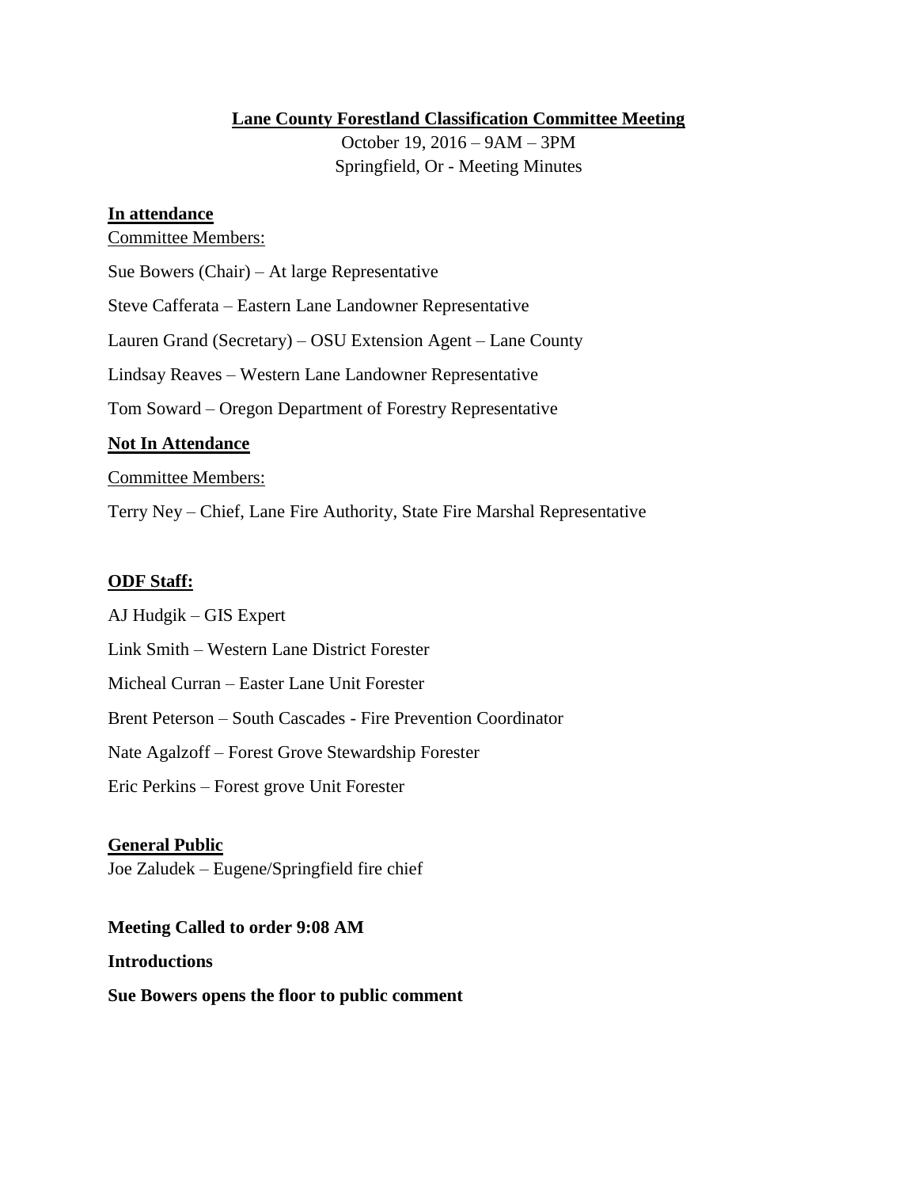**Lane County Forestland Classification Committee Meeting**

October 19, 2016 – 9AM – 3PM
Springfield, Or - Meeting Minutes

**In attendance**

Committee Members:

Sue Bowers (Chair) – At large Representative

Steve Cafferata – Eastern Lane Landowner Representative

Lauren Grand (Secretary) – OSU Extension Agent – Lane County

Lindsay Reaves – Western Lane Landowner Representative

Tom Soward – Oregon Department of Forestry Representative

**Not In Attendance**

Committee Members:

Terry Ney – Chief, Lane Fire Authority, State Fire Marshal Representative

**ODF Staff:**

AJ Hudgik – GIS Expert

Link Smith – Western Lane District Forester

Micheal Curran – Easter Lane Unit Forester

Brent Peterson – South Cascades - Fire Prevention Coordinator

Nate Agalzoff – Forest Grove Stewardship Forester

Eric Perkins – Forest grove Unit Forester

**General Public**

Joe Zaludek – Eugene/Springfield fire chief

**Meeting Called to order 9:08 AM**

**Introductions**

**Sue Bowers opens the floor to public comment**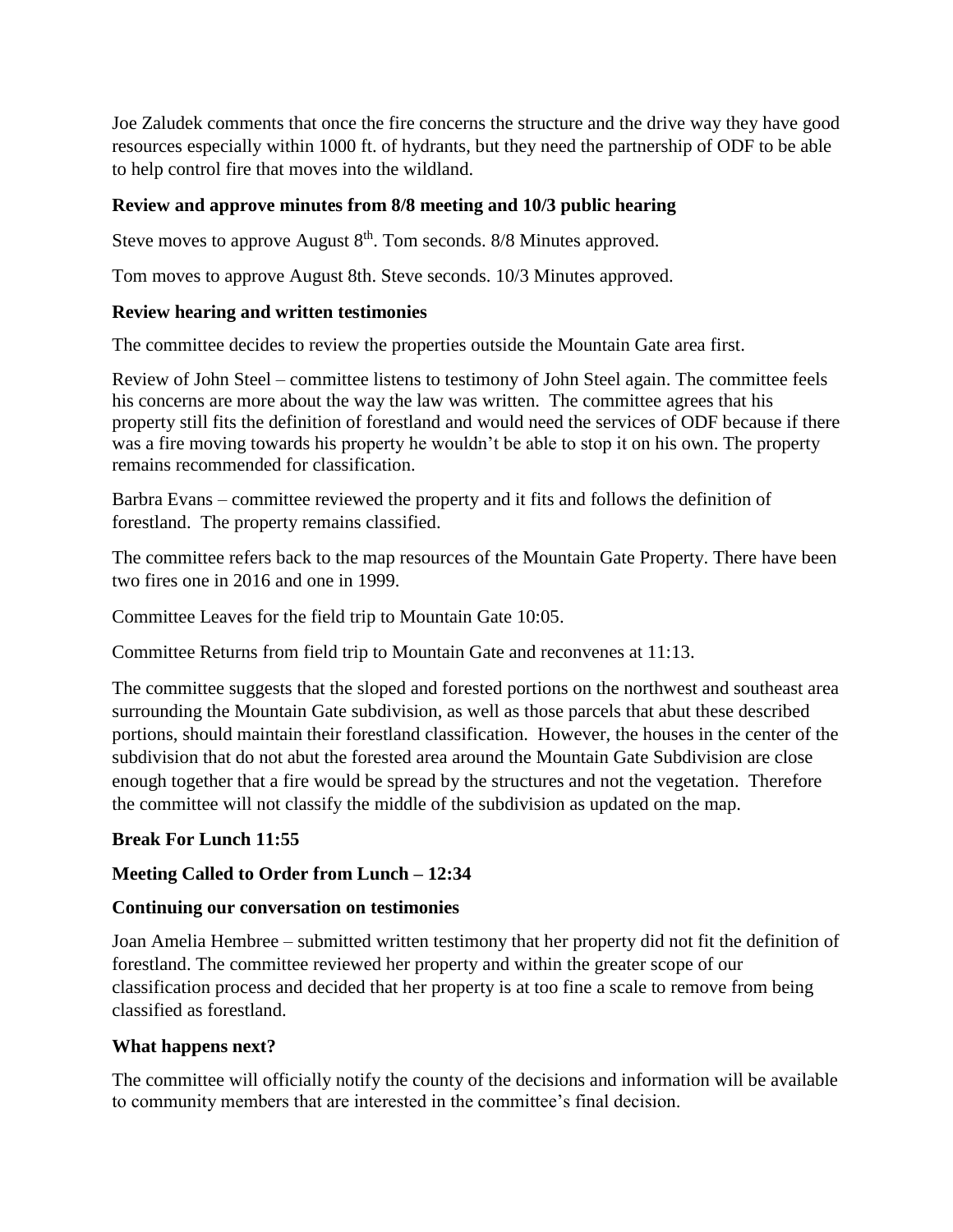Joe Zaludek comments that once the fire concerns the structure and the drive way they have good resources especially within 1000 ft. of hydrants, but they need the partnership of ODF to be able to help control fire that moves into the wildland.

**Review and approve minutes from 8/8 meeting and 10/3 public hearing**

Steve moves to approve August 8th. Tom seconds. 8/8 Minutes approved.

Tom moves to approve August 8th. Steve seconds. 10/3 Minutes approved.

**Review hearing and written testimonies**

The committee decides to review the properties outside the Mountain Gate area first.

Review of John Steel – committee listens to testimony of John Steel again. The committee feels his concerns are more about the way the law was written. The committee agrees that his property still fits the definition of forestland and would need the services of ODF because if there was a fire moving towards his property he wouldn't be able to stop it on his own. The property remains recommended for classification.

Barbra Evans – committee reviewed the property and it fits and follows the definition of forestland. The property remains classified.

The committee refers back to the map resources of the Mountain Gate Property. There have been two fires one in 2016 and one in 1999.

Committee Leaves for the field trip to Mountain Gate 10:05.

Committee Returns from field trip to Mountain Gate and reconvenes at 11:13.

The committee suggests that the sloped and forested portions on the northwest and southeast area surrounding the Mountain Gate subdivision, as well as those parcels that abut these described portions, should maintain their forestland classification. However, the houses in the center of the subdivision that do not abut the forested area around the Mountain Gate Subdivision are close enough together that a fire would be spread by the structures and not the vegetation. Therefore the committee will not classify the middle of the subdivision as updated on the map.

**Break For Lunch 11:55**

**Meeting Called to Order from Lunch – 12:34**

**Continuing our conversation on testimonies**

Joan Amelia Hembree – submitted written testimony that her property did not fit the definition of forestland. The committee reviewed her property and within the greater scope of our classification process and decided that her property is at too fine a scale to remove from being classified as forestland.

**What happens next?**

The committee will officially notify the county of the decisions and information will be available to community members that are interested in the committee's final decision.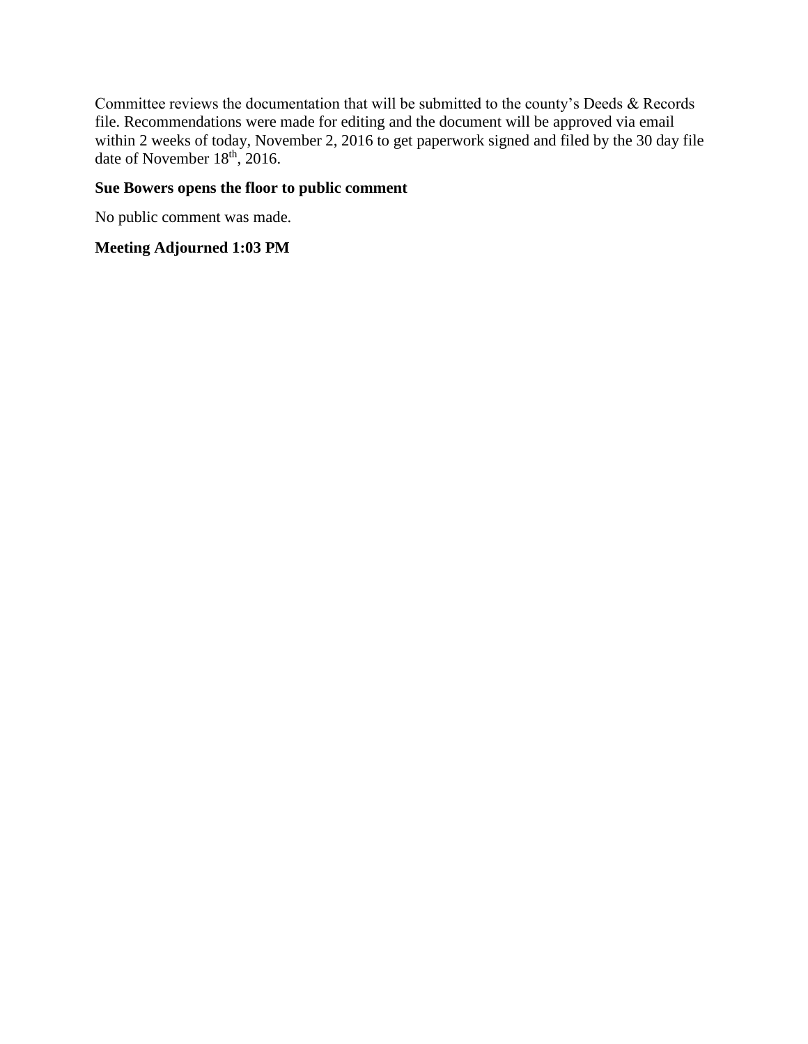Committee reviews the documentation that will be submitted to the county's Deeds & Records file. Recommendations were made for editing and the document will be approved via email within 2 weeks of today, November 2, 2016 to get paperwork signed and filed by the 30 day file date of November 18$^{th}$, 2016.

**Sue Bowers opens the floor to public comment**

No public comment was made.

**Meeting Adjourned 1:03 PM**